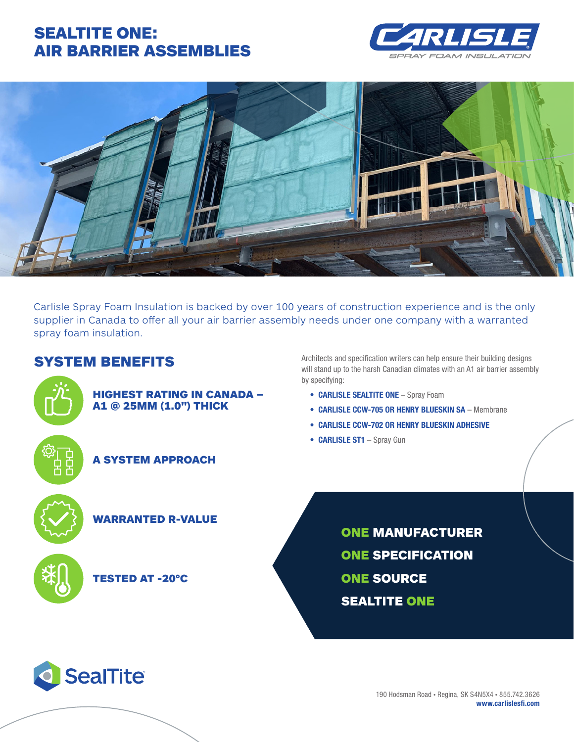# SEALTITE ONE: AIR BARRIER ASSEMBLIES

CARLISLE SPRAY FOAM INSULATION

Carlisle Spray Foam Insulation is backed by over 100 years of construction experience and is the only supplier in Canada to offer all your air barrier assembly needs under one company with a warranted spray foam insulation.

## SYSTEM BENEFITS

**HIGHEST RATING IN CANADA – A1 @ 25MM (1.0") THICK**

**A SYSTEM APPROACH**

**WARRANTED R-VALUE**

**TESTED AT -20°C**

Architects and specification writers can help ensure their building designs will stand up to the harsh Canadian climates with an A1 air barrier assembly by specifying:

- **CARLISLE SEALTITE ONE** – Spray Foam
- **CARLISLE CCW-705 OR HENRY BLUESKIN SA** – Membrane
- **CARLISLE CCW-702 OR HENRY BLUESKIN ADHESIVE**
- **CARLISLE ST1** – Spray Gun

**ONE MANUFACTURER**
**ONE SPECIFICATION**
**ONE SOURCE**
**SEALTITE ONE**

SealTite

190 Hodsman Road • Regina, SK S4N5X4 • 855.742.3626
**www.carlislesfi.com**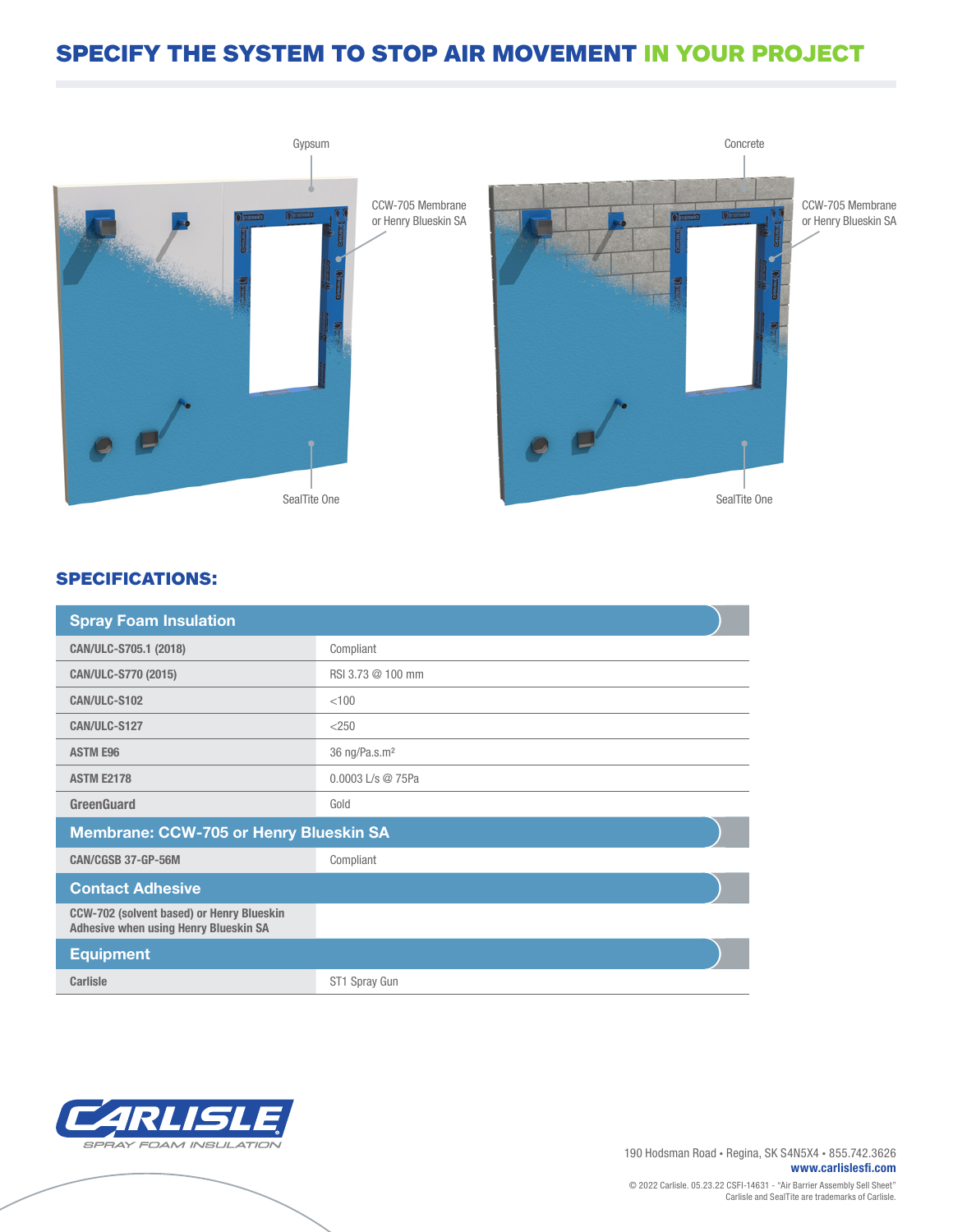# SPECIFY THE SYSTEM TO STOP AIR MOVEMENT IN YOUR PROJECT

Gypsum

CCW-705 Membrane or Henry Blueskin SA

SealTite One

Concrete

CCW-705 Membrane or Henry Blueskin SA

SealTite One

## SPECIFICATIONS:

| Spray Foam Insulation | |
|---|---|
| CAN/ULC-S705.1 (2018) | Compliant |
| CAN/ULC-S770 (2015) | RSI 3.73 @ 100 mm |
| CAN/ULC-S102 | <100 |
| CAN/ULC-S127 | <250 |
| ASTM E96 | 36 ng/Pa.s.m² |
| ASTM E2178 | 0.0003 L/s @ 75Pa |
| GreenGuard | Gold |
| **Membrane: CCW-705 or Henry Blueskin SA** | |
| CAN/CGSB 37-GP-56M | Compliant |
| **Contact Adhesive** | |
| CCW-702 (solvent based) or Henry Blueskin Adhesive when using Henry Blueskin SA | |
| **Equipment** | |
| Carlisle | ST1 Spray Gun |

CARLISLE SPRAY FOAM INSULATION

190 Hodsman Road • Regina, SK S4N5X4 • 855.742.3626
www.carlislesfi.com

© 2022 Carlisle. 05.23.22 CSFI-14631 - "Air Barrier Assembly Sell Sheet"
Carlisle and SealTite are trademarks of Carlisle.